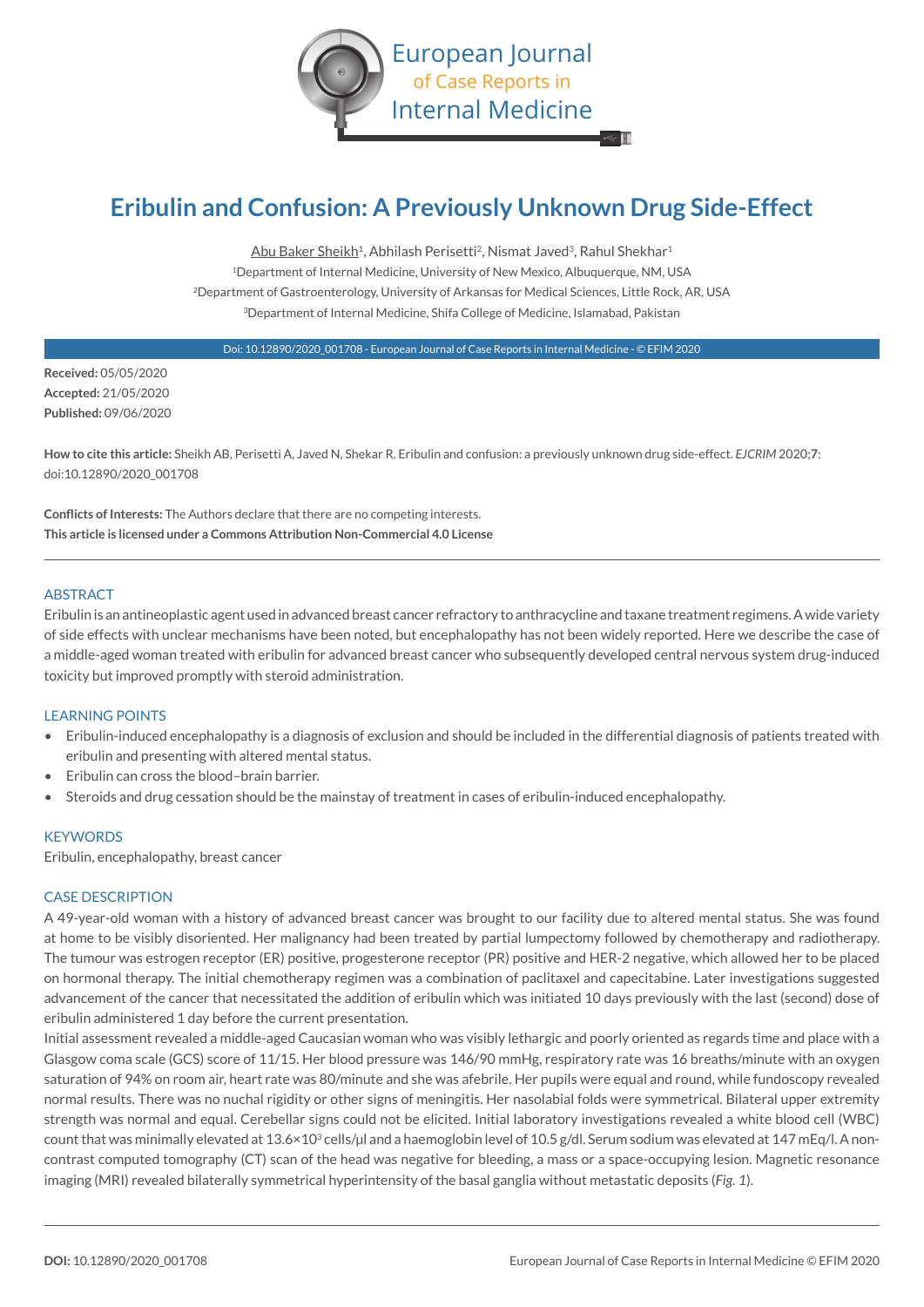# Eribulin and Confusion: A Previously Unknown Drug Side-Effect

Abu Baker Sheikh[1], Abhilash Perisetti[2], Nismat Javed[3], Rahul Shekhar[1]

[1]Department of Internal Medicine, University of New Mexico, Albuquerque, NM, USA

[2]Department of Gastroenterology, University of Arkansas for Medical Sciences, Little Rock, AR, USA

[3]Department of Internal Medicine, Shifa College of Medicine, Islamabad, Pakistan

Doi: 10.12890/2020_001708 - European Journal of Case Reports in Internal Medicine - © EFIM 2020

**Received:** 05/05/2020
**Accepted:** 21/05/2020
**Published:** 09/06/2020

**How to cite this article:** Sheikh AB, Perisetti A, Javed N, Shekar R. Eribulin and confusion: a previously unknown drug side-effect. *EJCRIM* 2020;**7**: doi:10.12890/2020_001708

**Conflicts of Interests:** The Authors declare that there are no competing interests.
**This article is licensed under a Commons Attribution Non-Commercial 4.0 License**

## ABSTRACT

Eribulin is an antineoplastic agent used in advanced breast cancer refractory to anthracycline and taxane treatment regimens. A wide variety of side effects with unclear mechanisms have been noted, but encephalopathy has not been widely reported. Here we describe the case of a middle-aged woman treated with eribulin for advanced breast cancer who subsequently developed central nervous system drug-induced toxicity but improved promptly with steroid administration.

## LEARNING POINTS

- Eribulin-induced encephalopathy is a diagnosis of exclusion and should be included in the differential diagnosis of patients treated with eribulin and presenting with altered mental status.
- Eribulin can cross the blood–brain barrier.
- Steroids and drug cessation should be the mainstay of treatment in cases of eribulin-induced encephalopathy.

## KEYWORDS

Eribulin, encephalopathy, breast cancer

## CASE DESCRIPTION

A 49-year-old woman with a history of advanced breast cancer was brought to our facility due to altered mental status. She was found at home to be visibly disoriented. Her malignancy had been treated by partial lumpectomy followed by chemotherapy and radiotherapy. The tumour was estrogen receptor (ER) positive, progesterone receptor (PR) positive and HER-2 negative, which allowed her to be placed on hormonal therapy. The initial chemotherapy regimen was a combination of paclitaxel and capecitabine. Later investigations suggested advancement of the cancer that necessitated the addition of eribulin which was initiated 10 days previously with the last (second) dose of eribulin administered 1 day before the current presentation.

Initial assessment revealed a middle-aged Caucasian woman who was visibly lethargic and poorly oriented as regards time and place with a Glasgow coma scale (GCS) score of 11/15. Her blood pressure was 146/90 mmHg, respiratory rate was 16 breaths/minute with an oxygen saturation of 94% on room air, heart rate was 80/minute and she was afebrile. Her pupils were equal and round, while fundoscopy revealed normal results. There was no nuchal rigidity or other signs of meningitis. Her nasolabial folds were symmetrical. Bilateral upper extremity strength was normal and equal. Cerebellar signs could not be elicited. Initial laboratory investigations revealed a white blood cell (WBC) count that was minimally elevated at $13.6\times10^3$ cells/μl and a haemoglobin level of 10.5 g/dl. Serum sodium was elevated at 147 mEq/l. A non-contrast computed tomography (CT) scan of the head was negative for bleeding, a mass or a space-occupying lesion. Magnetic resonance imaging (MRI) revealed bilaterally symmetrical hyperintensity of the basal ganglia without metastatic deposits (*Fig. 1*).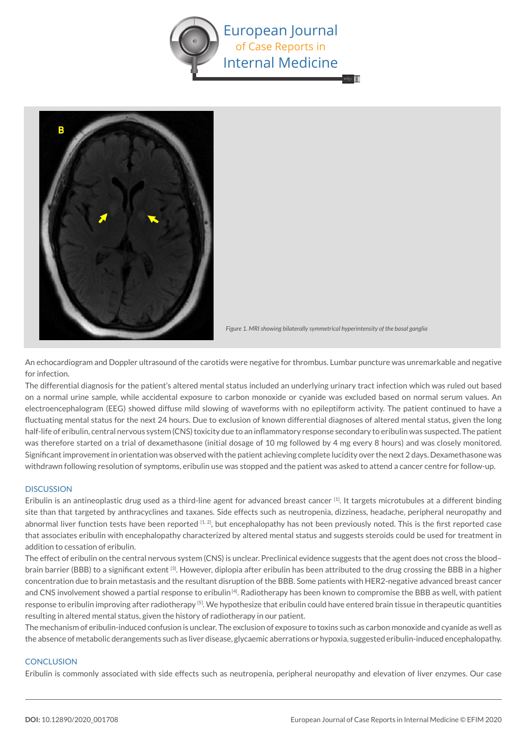Figure 1. MRI showing bilaterally symmetrical hyperintensity of the basal ganglia

An echocardiogram and Doppler ultrasound of the carotids were negative for thrombus. Lumbar puncture was unremarkable and negative for infection.

The differential diagnosis for the patient's altered mental status included an underlying urinary tract infection which was ruled out based on a normal urine sample, while accidental exposure to carbon monoxide or cyanide was excluded based on normal serum values. An electroencephalogram (EEG) showed diffuse mild slowing of waveforms with no epileptiform activity. The patient continued to have a fluctuating mental status for the next 24 hours. Due to exclusion of known differential diagnoses of altered mental status, given the long half-life of eribulin, central nervous system (CNS) toxicity due to an inflammatory response secondary to eribulin was suspected. The patient was therefore started on a trial of dexamethasone (initial dosage of 10 mg followed by 4 mg every 8 hours) and was closely monitored. Significant improvement in orientation was observed with the patient achieving complete lucidity over the next 2 days. Dexamethasone was withdrawn following resolution of symptoms, eribulin use was stopped and the patient was asked to attend a cancer centre for follow-up.

## DISCUSSION

Eribulin is an antineoplastic drug used as a third-line agent for advanced breast cancer [1]. It targets microtubules at a different binding site than that targeted by anthracyclines and taxanes. Side effects such as neutropenia, dizziness, headache, peripheral neuropathy and abnormal liver function tests have been reported [1, 2], but encephalopathy has not been previously noted. This is the first reported case that associates eribulin with encephalopathy characterized by altered mental status and suggests steroids could be used for treatment in addition to cessation of eribulin.

The effect of eribulin on the central nervous system (CNS) is unclear. Preclinical evidence suggests that the agent does not cross the blood–brain barrier (BBB) to a significant extent [3]. However, diplopia after eribulin has been attributed to the drug crossing the BBB in a higher concentration due to brain metastasis and the resultant disruption of the BBB. Some patients with HER2-negative advanced breast cancer and CNS involvement showed a partial response to eribulin [4]. Radiotherapy has been known to compromise the BBB as well, with patient response to eribulin improving after radiotherapy [5]. We hypothesize that eribulin could have entered brain tissue in therapeutic quantities resulting in altered mental status, given the history of radiotherapy in our patient.

The mechanism of eribulin-induced confusion is unclear. The exclusion of exposure to toxins such as carbon monoxide and cyanide as well as the absence of metabolic derangements such as liver disease, glycaemic aberrations or hypoxia, suggested eribulin-induced encephalopathy.

## CONCLUSION

Eribulin is commonly associated with side effects such as neutropenia, peripheral neuropathy and elevation of liver enzymes. Our case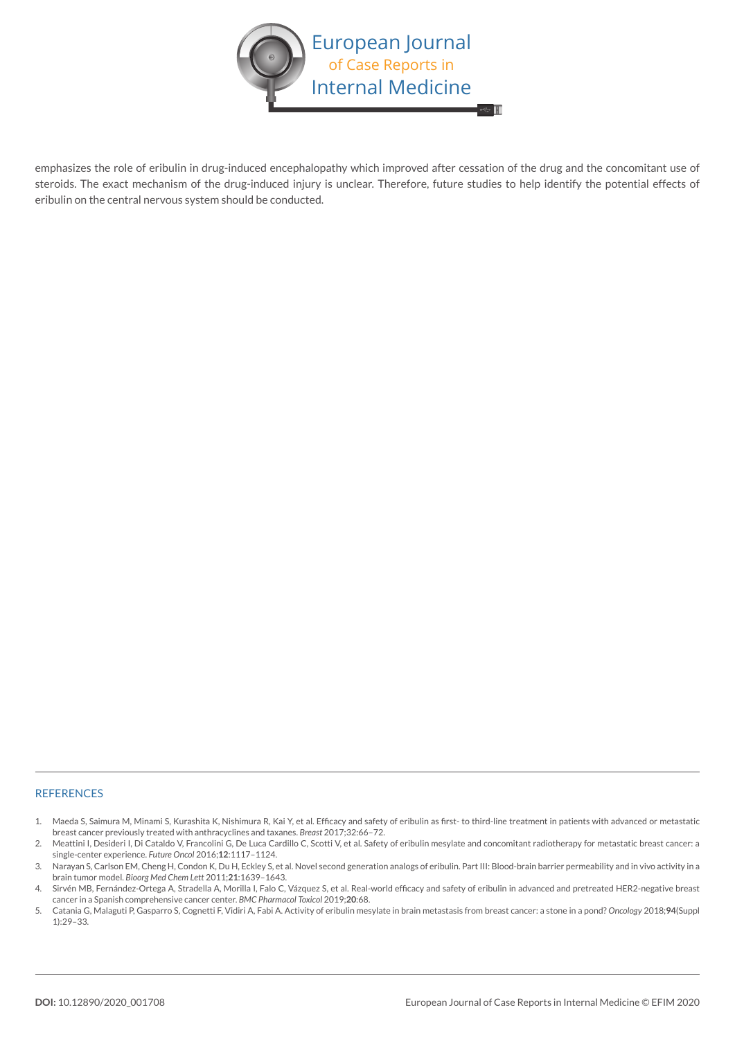emphasizes the role of eribulin in drug-induced encephalopathy which improved after cessation of the drug and the concomitant use of steroids. The exact mechanism of the drug-induced injury is unclear. Therefore, future studies to help identify the potential effects of eribulin on the central nervous system should be conducted.

## REFERENCES

1. Maeda S, Saimura M, Minami S, Kurashita K, Nishimura R, Kai Y, et al. Efficacy and safety of eribulin as first- to third-line treatment in patients with advanced or metastatic breast cancer previously treated with anthracyclines and taxanes. *Breast* 2017;32:66–72.
2. Meattini I, Desideri I, Di Cataldo V, Francolini G, De Luca Cardillo C, Scotti V, et al. Safety of eribulin mesylate and concomitant radiotherapy for metastatic breast cancer: a single-center experience. *Future Oncol* 2016;**12**:1117–1124.
3. Narayan S, Carlson EM, Cheng H, Condon K, Du H, Eckley S, et al. Novel second generation analogs of eribulin. Part III: Blood-brain barrier permeability and in vivo activity in a brain tumor model. *Bioorg Med Chem Lett* 2011;**21**:1639–1643.
4. Sirvén MB, Fernández-Ortega A, Stradella A, Morilla I, Falo C, Vázquez S, et al. Real-world efficacy and safety of eribulin in advanced and pretreated HER2-negative breast cancer in a Spanish comprehensive cancer center. *BMC Pharmacol Toxicol* 2019;**20**:68.
5. Catania G, Malaguti P, Gasparro S, Cognetti F, Vidiri A, Fabi A. Activity of eribulin mesylate in brain metastasis from breast cancer: a stone in a pond? *Oncology* 2018;**94**(Suppl 1):29–33.